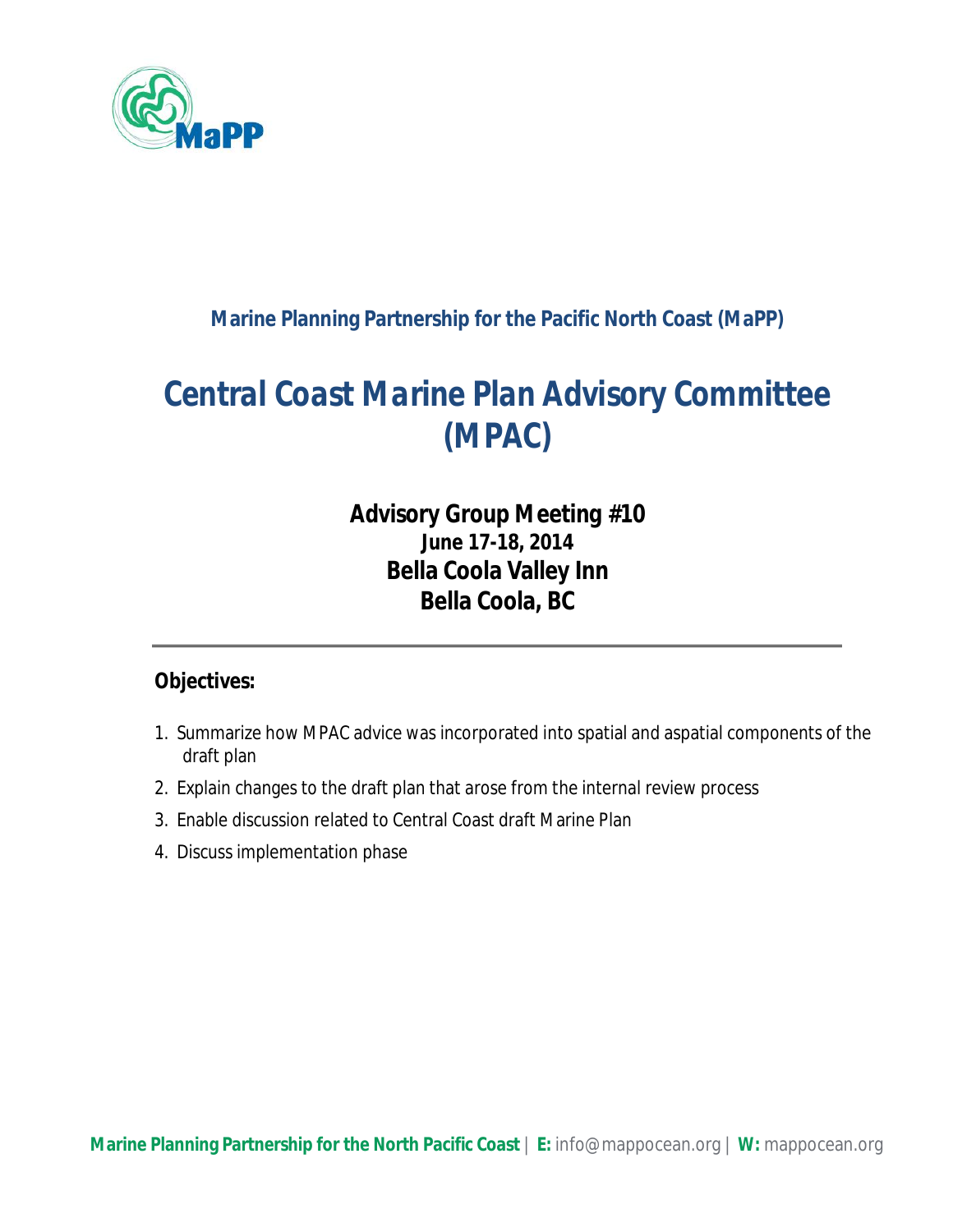**Marine Planning Partnership for the Pacific North Coast (MaPP)**

# Central Coast Marine Plan Advisory Committee (MPAC)

## Advisory Group Meeting #10
**June 17-18, 2014**
**Bella Coola Valley Inn**
**Bella Coola, BC**

---

**Objectives:**

1. Summarize how MPAC advice was incorporated into spatial and aspatial components of the draft plan
2. Explain changes to the draft plan that arose from the internal review process
3. Enable discussion related to Central Coast draft Marine Plan
4. Discuss implementation phase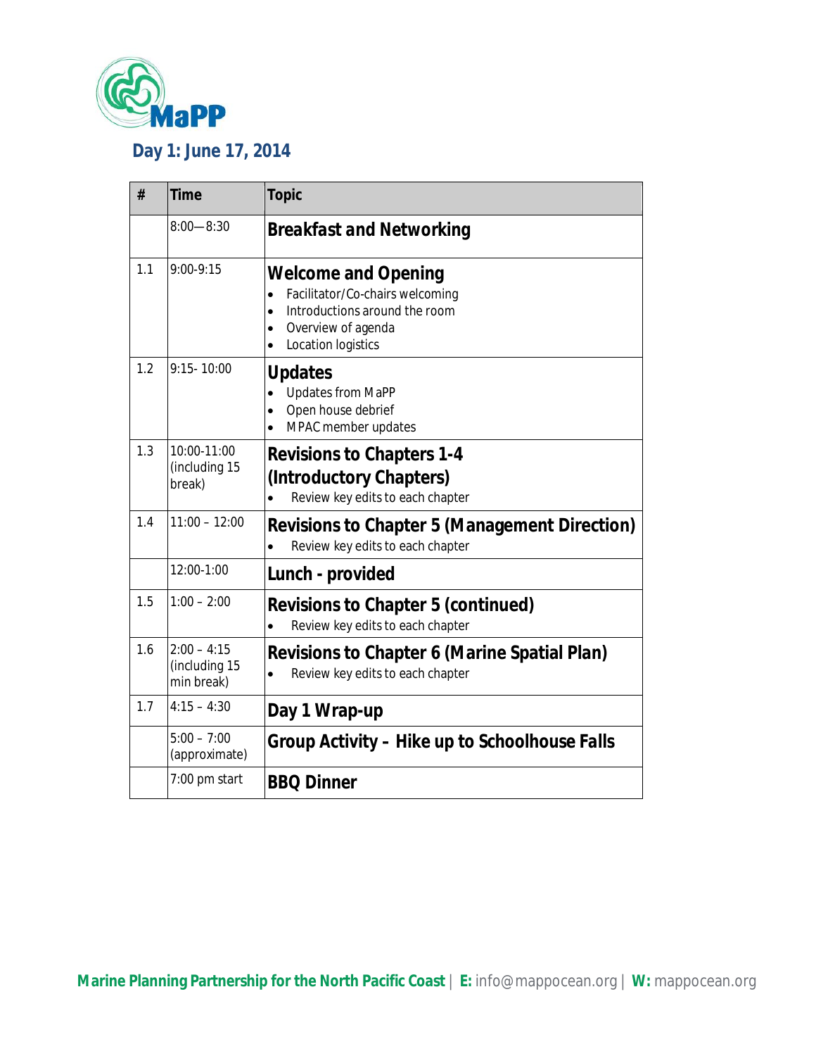## Day 1: June 17, 2014

| # | Time | Topic |
|---|---|---|
| | 8:00—8:30 | **Breakfast and Networking** |
| 1.1 | 9:00-9:15 | **Welcome and Opening**<br>• Facilitator/Co-chairs welcoming<br>• Introductions around the room<br>• Overview of agenda<br>• Location logistics |
| 1.2 | 9:15- 10:00 | **Updates**<br>• Updates from MaPP<br>• Open house debrief<br>• MPAC member updates |
| 1.3 | 10:00-11:00 (including 15 break) | **Revisions to Chapters 1-4 (Introductory Chapters)**<br>• Review key edits to each chapter |
| 1.4 | 11:00 – 12:00 | **Revisions to Chapter 5 (Management Direction)**<br>• Review key edits to each chapter |
| | 12:00-1:00 | **Lunch - provided** |
| 1.5 | 1:00 – 2:00 | **Revisions to Chapter 5 (continued)**<br>• Review key edits to each chapter |
| 1.6 | 2:00 – 4:15 (including 15 min break) | **Revisions to Chapter 6 (Marine Spatial Plan)**<br>• Review key edits to each chapter |
| 1.7 | 4:15 – 4:30 | **Day 1 Wrap-up** |
| | 5:00 – 7:00 (approximate) | **Group Activity – Hike up to Schoolhouse Falls** |
| | 7:00 pm start | **BBQ Dinner** |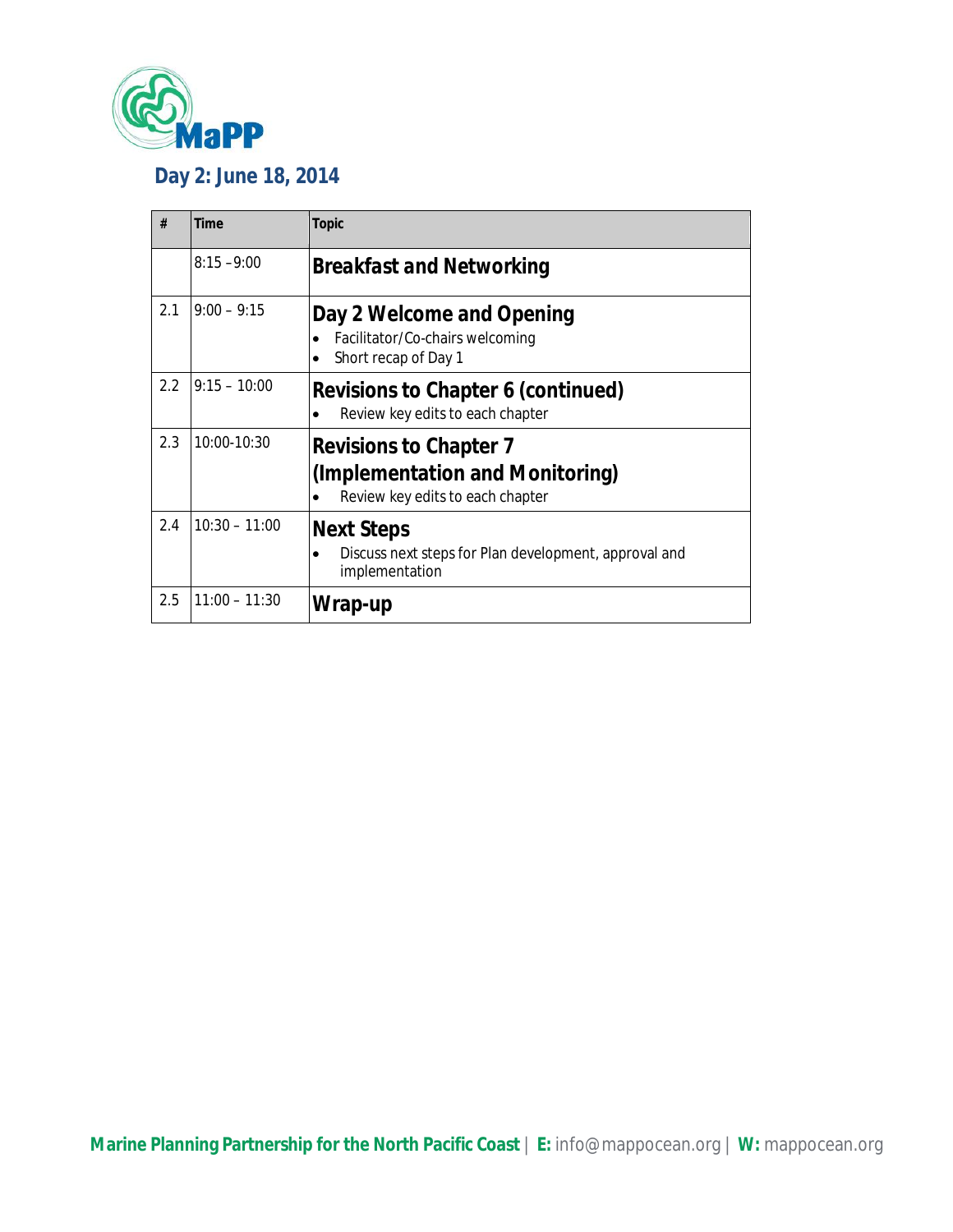MaPP

## Day 2: June 18, 2014

| # | Time | Topic |
|---|---|---|
| | 8:15 –9:00 | **Breakfast and Networking** |
| 2.1 | 9:00 – 9:15 | **Day 2 Welcome and Opening**<br>• Facilitator/Co-chairs welcoming<br>• Short recap of Day 1 |
| 2.2 | 9:15 – 10:00 | **Revisions to Chapter 6 (continued)**<br>• Review key edits to each chapter |
| 2.3 | 10:00-10:30 | **Revisions to Chapter 7 (Implementation and Monitoring)**<br>• Review key edits to each chapter |
| 2.4 | 10:30 – 11:00 | **Next Steps**<br>• Discuss next steps for Plan development, approval and implementation |
| 2.5 | 11:00 – 11:30 | **Wrap-up** |

**Marine Planning Partnership for the North Pacific Coast** | **E:** info@mappocean.org | **W:** mappocean.org